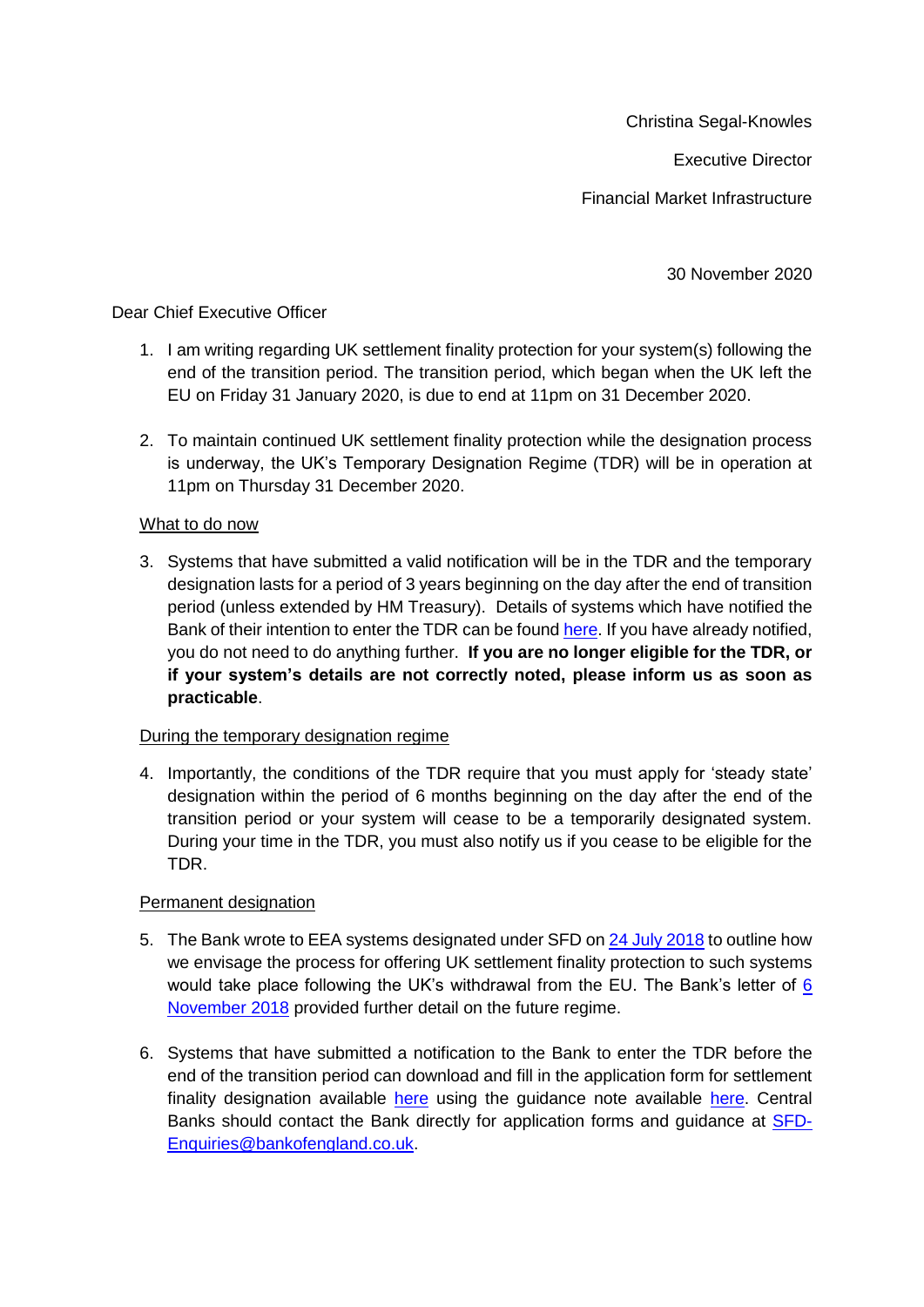Christina Segal-Knowles

Executive Director

Financial Market Infrastructure

30 November 2020

Dear Chief Executive Officer

1. I am writing regarding UK settlement finality protection for your system(s) following the end of the transition period. The transition period, which began when the UK left the EU on Friday 31 January 2020, is due to end at 11pm on 31 December 2020.

2. To maintain continued UK settlement finality protection while the designation process is underway, the UK's Temporary Designation Regime (TDR) will be in operation at 11pm on Thursday 31 December 2020.

<u>What to do now</u>

3. Systems that have submitted a valid notification will be in the TDR and the temporary designation lasts for a period of 3 years beginning on the day after the end of transition period (unless extended by HM Treasury). Details of systems which have notified the Bank of their intention to enter the TDR can be found here. If you have already notified, you do not need to do anything further. **If you are no longer eligible for the TDR, or if your system's details are not correctly noted, please inform us as soon as practicable**.

<u>During the temporary designation regime</u>

4. Importantly, the conditions of the TDR require that you must apply for 'steady state' designation within the period of 6 months beginning on the day after the end of the transition period or your system will cease to be a temporarily designated system. During your time in the TDR, you must also notify us if you cease to be eligible for the TDR.

<u>Permanent designation</u>

5. The Bank wrote to EEA systems designated under SFD on 24 July 2018 to outline how we envisage the process for offering UK settlement finality protection to such systems would take place following the UK's withdrawal from the EU. The Bank's letter of 6 November 2018 provided further detail on the future regime.

6. Systems that have submitted a notification to the Bank to enter the TDR before the end of the transition period can download and fill in the application form for settlement finality designation available here using the guidance note available here. Central Banks should contact the Bank directly for application forms and guidance at SFD-Enquiries@bankofengland.co.uk.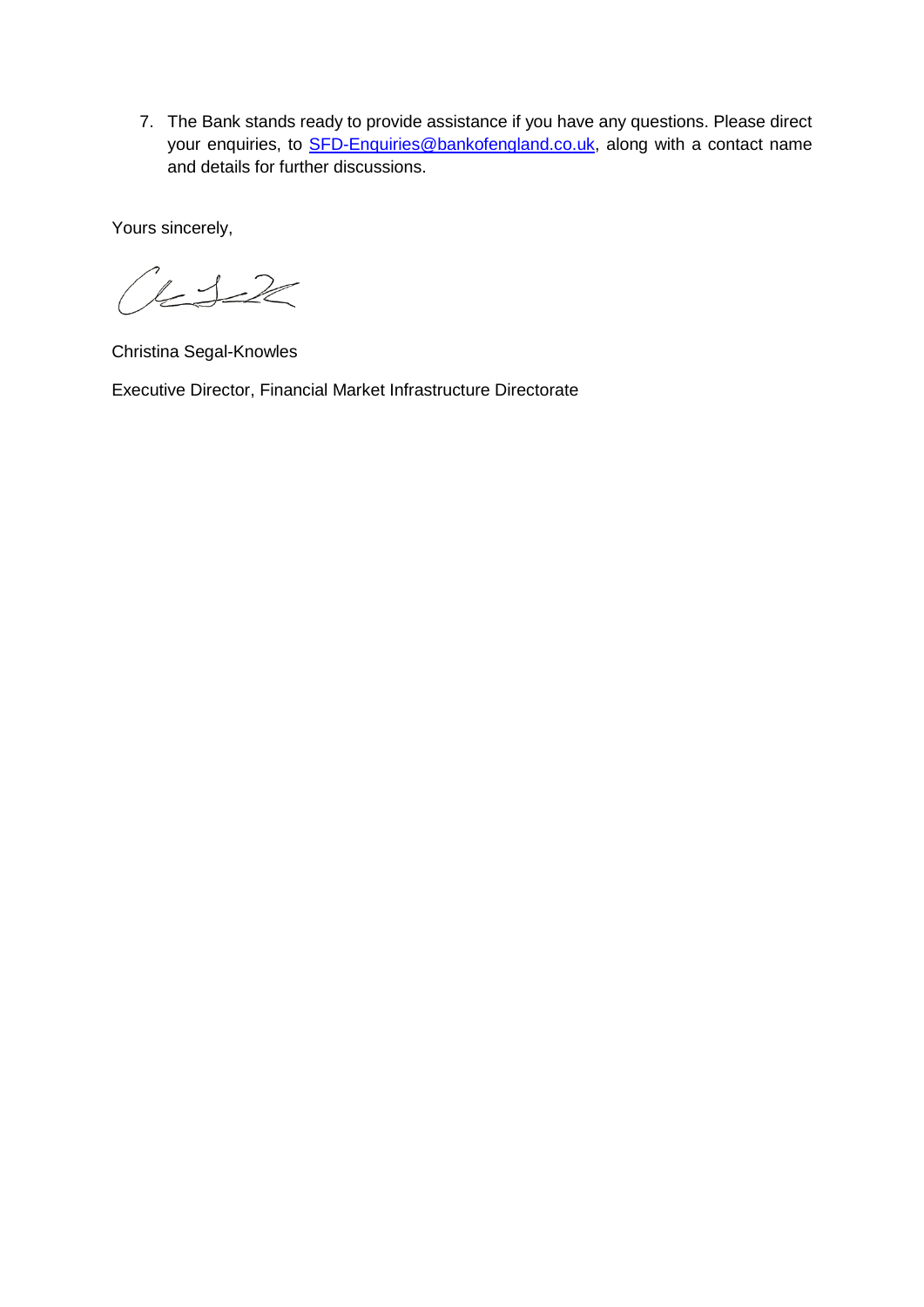7. The Bank stands ready to provide assistance if you have any questions. Please direct your enquiries, to SFD-Enquiries@bankofengland.co.uk, along with a contact name and details for further discussions.

Yours sincerely,

Christina Segal-Knowles

Executive Director, Financial Market Infrastructure Directorate